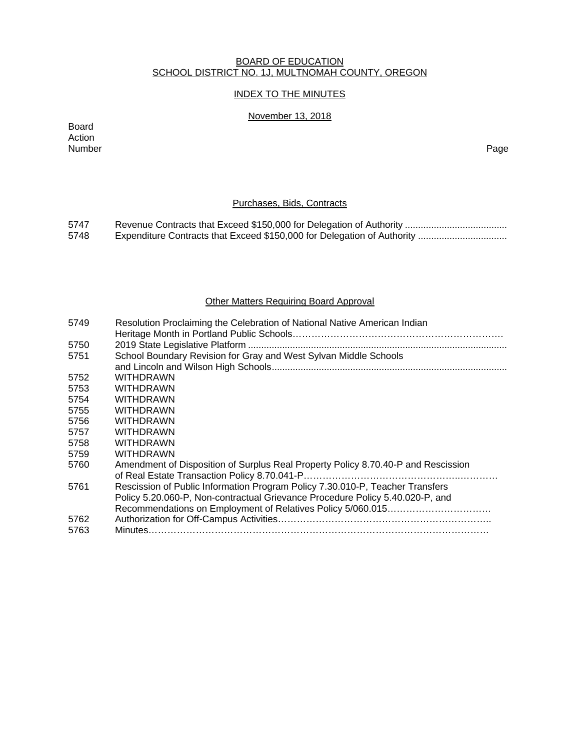BOARD OF EDUCATION
SCHOOL DISTRICT NO. 1J, MULTNOMAH COUNTY, OREGON

INDEX TO THE MINUTES

November 13, 2018

| Board Action Number | | Page |
|---|---|---|

## Purchases, Bids, Contracts

| | | |
|---|---|---|
| 5747 | Revenue Contracts that Exceed $150,000 for Delegation of Authority | |
| 5748 | Expenditure Contracts that Exceed $150,000 for Delegation of Authority | |

## Other Matters Requiring Board Approval

| | | |
|---|---|---|
| 5749 | Resolution Proclaiming the Celebration of National Native American Indian Heritage Month in Portland Public Schools | |
| 5750 | 2019 State Legislative Platform | |
| 5751 | School Boundary Revision for Gray and West Sylvan Middle Schools and Lincoln and Wilson High Schools | |
| 5752 | WITHDRAWN | |
| 5753 | WITHDRAWN | |
| 5754 | WITHDRAWN | |
| 5755 | WITHDRAWN | |
| 5756 | WITHDRAWN | |
| 5757 | WITHDRAWN | |
| 5758 | WITHDRAWN | |
| 5759 | WITHDRAWN | |
| 5760 | Amendment of Disposition of Surplus Real Property Policy 8.70.40-P and Rescission of Real Estate Transaction Policy 8.70.041-P | |
| 5761 | Rescission of Public Information Program Policy 7.30.010-P, Teacher Transfers Policy 5.20.060-P, Non-contractual Grievance Procedure Policy 5.40.020-P, and Recommendations on Employment of Relatives Policy 5/060.015 | |
| 5762 | Authorization for Off-Campus Activities | |
| 5763 | Minutes | |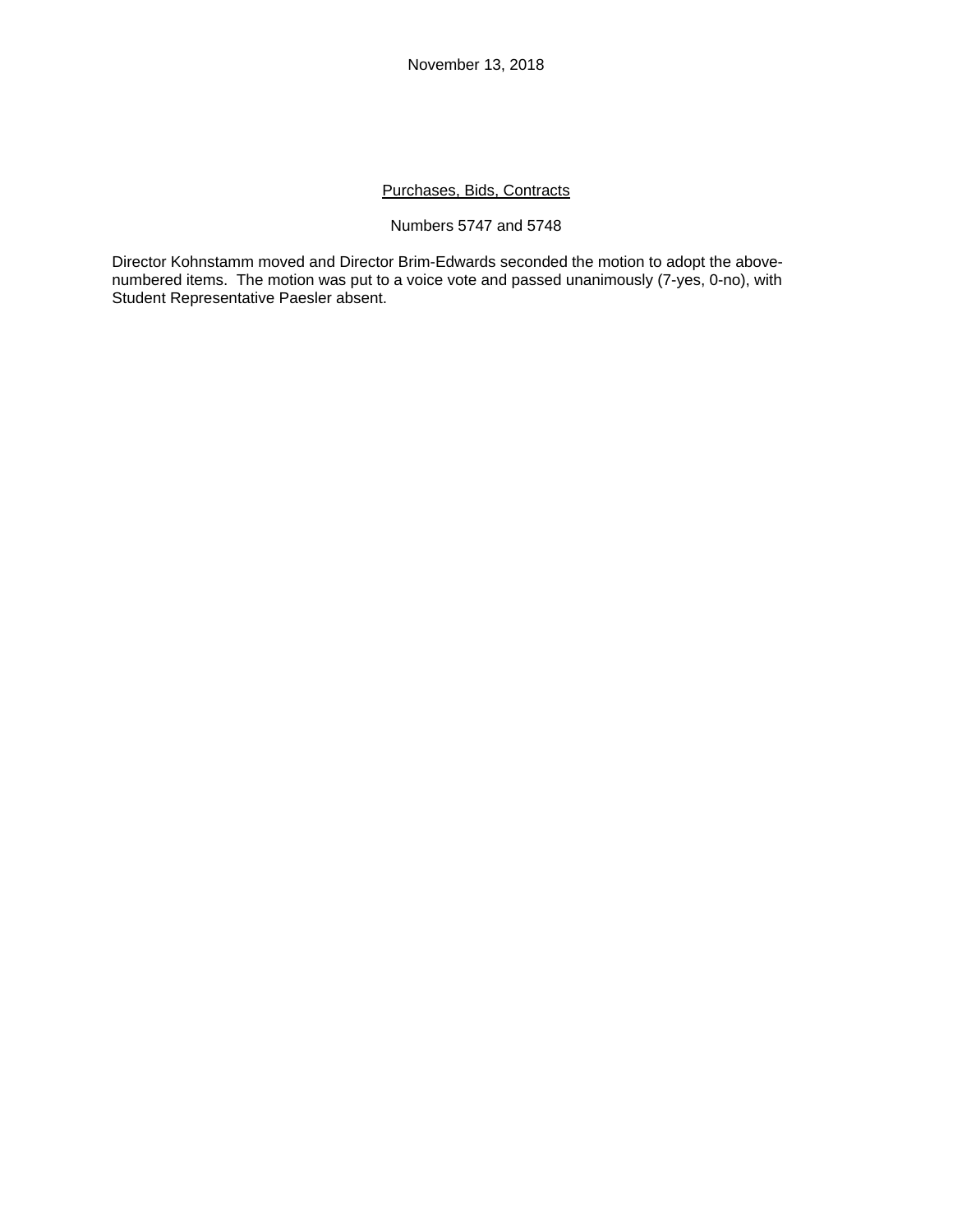November 13, 2018

## Purchases, Bids, Contracts

Numbers 5747 and 5748

Director Kohnstamm moved and Director Brim-Edwards seconded the motion to adopt the above-numbered items. The motion was put to a voice vote and passed unanimously (7-yes, 0-no), with Student Representative Paesler absent.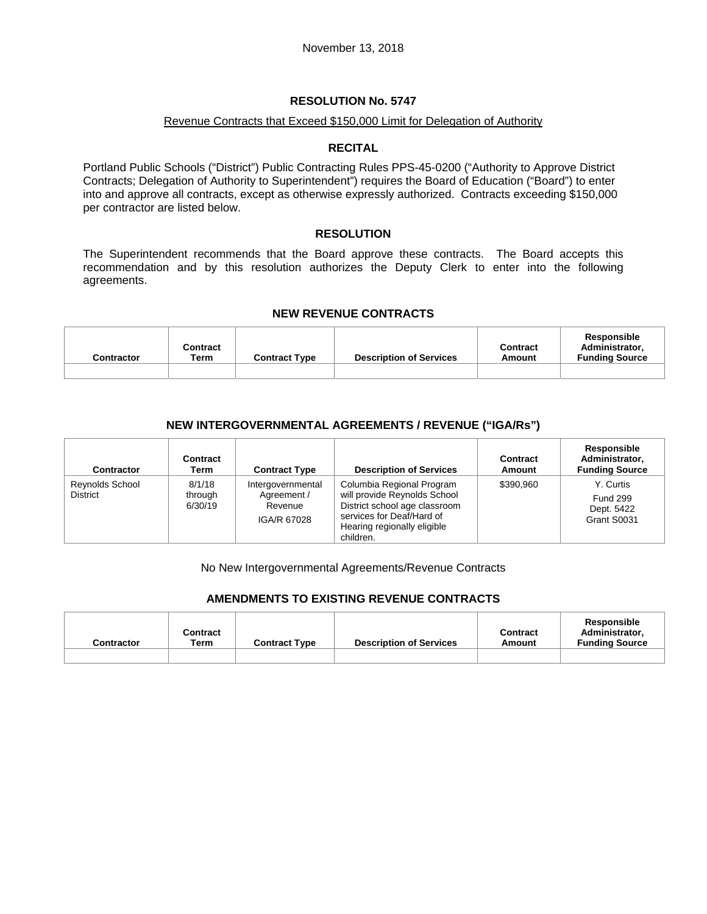November 13, 2018

## RESOLUTION No. 5747

Revenue Contracts that Exceed $150,000 Limit for Delegation of Authority

### RECITAL

Portland Public Schools ("District") Public Contracting Rules PPS-45-0200 ("Authority to Approve District Contracts; Delegation of Authority to Superintendent") requires the Board of Education ("Board") to enter into and approve all contracts, except as otherwise expressly authorized. Contracts exceeding $150,000 per contractor are listed below.

### RESOLUTION

The Superintendent recommends that the Board approve these contracts. The Board accepts this recommendation and by this resolution authorizes the Deputy Clerk to enter into the following agreements.

### NEW REVENUE CONTRACTS

| Contractor | Contract Term | Contract Type | Description of Services | Contract Amount | Responsible Administrator, Funding Source |
|---|---|---|---|---|---|
| | | | | | |

### NEW INTERGOVERNMENTAL AGREEMENTS / REVENUE ("IGA/Rs")

| Contractor | Contract Term | Contract Type | Description of Services | Contract Amount | Responsible Administrator, Funding Source |
|---|---|---|---|---|---|
| Reynolds School District | 8/1/18 through 6/30/19 | Intergovernmental Agreement / Revenue IGA/R 67028 | Columbia Regional Program will provide Reynolds School District school age classroom services for Deaf/Hard of Hearing regionally eligible children. | $390,960 | Y. Curtis Fund 299 Dept. 5422 Grant S0031 |

No New Intergovernmental Agreements/Revenue Contracts

### AMENDMENTS TO EXISTING REVENUE CONTRACTS

| Contractor | Contract Term | Contract Type | Description of Services | Contract Amount | Responsible Administrator, Funding Source |
|---|---|---|---|---|---|
| | | | | | |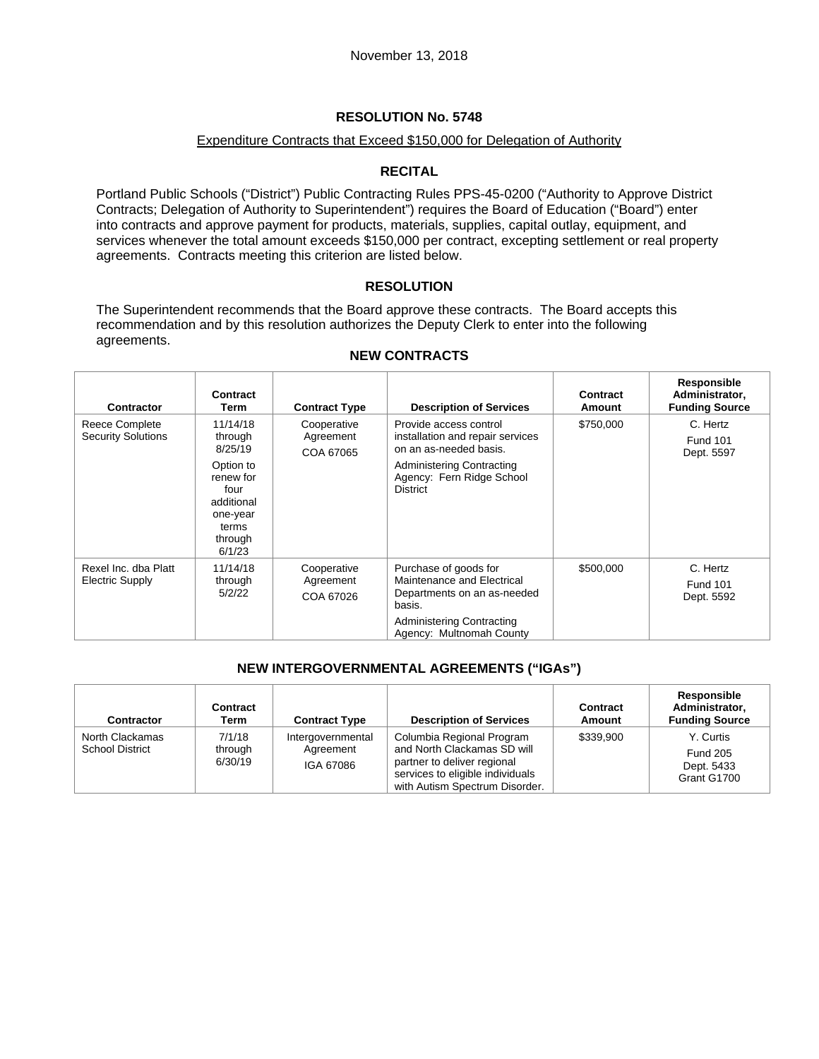November 13, 2018

## RESOLUTION No. 5748

Expenditure Contracts that Exceed $150,000 for Delegation of Authority

### RECITAL

Portland Public Schools ("District") Public Contracting Rules PPS-45-0200 ("Authority to Approve District Contracts; Delegation of Authority to Superintendent") requires the Board of Education ("Board") enter into contracts and approve payment for products, materials, supplies, capital outlay, equipment, and services whenever the total amount exceeds $150,000 per contract, excepting settlement or real property agreements. Contracts meeting this criterion are listed below.

### RESOLUTION

The Superintendent recommends that the Board approve these contracts. The Board accepts this recommendation and by this resolution authorizes the Deputy Clerk to enter into the following agreements.

### NEW CONTRACTS

| Contractor | Contract Term | Contract Type | Description of Services | Contract Amount | Responsible Administrator, Funding Source |
|---|---|---|---|---|---|
| Reece Complete Security Solutions | 11/14/18 through 8/25/19<br><br>Option to renew for four additional one-year terms through 6/1/23 | Cooperative Agreement<br>COA 67065 | Provide access control installation and repair services on an as-needed basis.<br><br>Administering Contracting Agency: Fern Ridge School District | $750,000 | C. Hertz<br>Fund 101<br>Dept. 5597 |
| Rexel Inc. dba Platt Electric Supply | 11/14/18 through 5/2/22 | Cooperative Agreement<br>COA 67026 | Purchase of goods for Maintenance and Electrical Departments on an as-needed basis.<br><br>Administering Contracting Agency: Multnomah County | $500,000 | C. Hertz<br>Fund 101<br>Dept. 5592 |

### NEW INTERGOVERNMENTAL AGREEMENTS ("IGAs")

| Contractor | Contract Term | Contract Type | Description of Services | Contract Amount | Responsible Administrator, Funding Source |
|---|---|---|---|---|---|
| North Clackamas School District | 7/1/18 through 6/30/19 | Intergovernmental Agreement<br>IGA 67086 | Columbia Regional Program and North Clackamas SD will partner to deliver regional services to eligible individuals with Autism Spectrum Disorder. | $339,900 | Y. Curtis<br>Fund 205<br>Dept. 5433<br>Grant G1700 |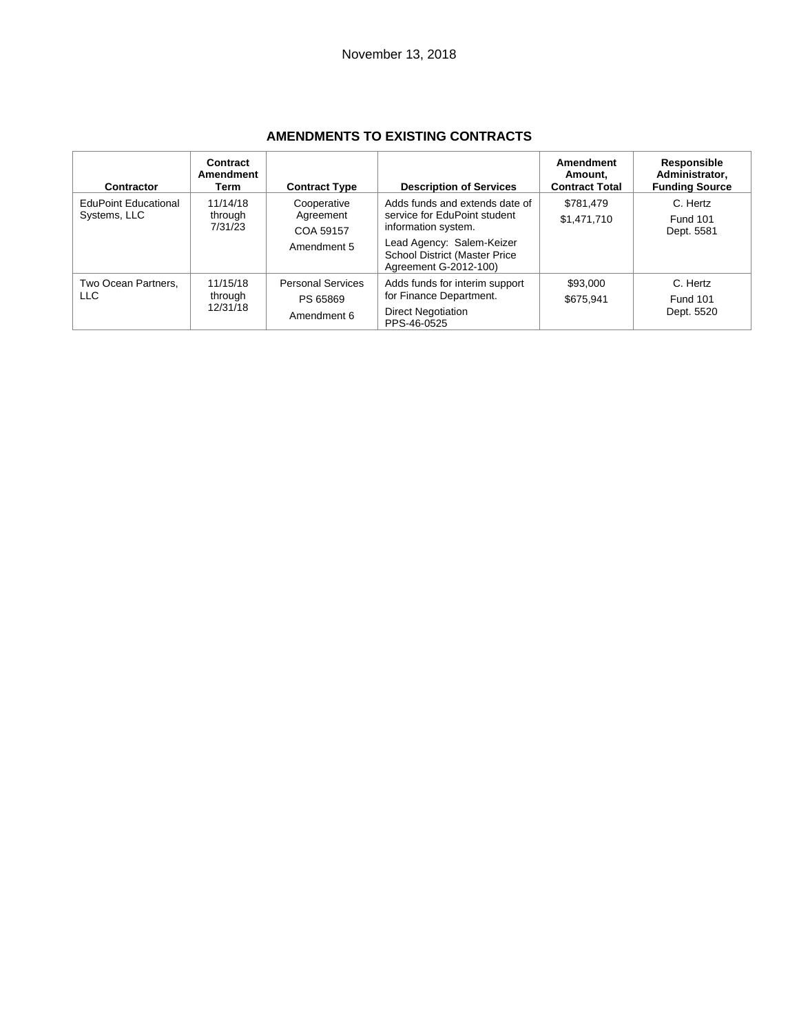November 13, 2018

## AMENDMENTS TO EXISTING CONTRACTS

| Contractor | Contract Amendment Term | Contract Type | Description of Services | Amendment Amount, Contract Total | Responsible Administrator, Funding Source |
|---|---|---|---|---|---|
| EduPoint Educational Systems, LLC | 11/14/18 through 7/31/23 | Cooperative Agreement<br>COA 59157<br>Amendment 5 | Adds funds and extends date of service for EduPoint student information system.<br>Lead Agency: Salem-Keizer School District (Master Price Agreement G-2012-100) | $781,479<br>$1,471,710 | C. Hertz<br>Fund 101<br>Dept. 5581 |
| Two Ocean Partners, LLC | 11/15/18 through 12/31/18 | Personal Services<br>PS 65869<br>Amendment 6 | Adds funds for interim support for Finance Department.<br>Direct Negotiation<br>PPS-46-0525 | $93,000<br>$675,941 | C. Hertz<br>Fund 101<br>Dept. 5520 |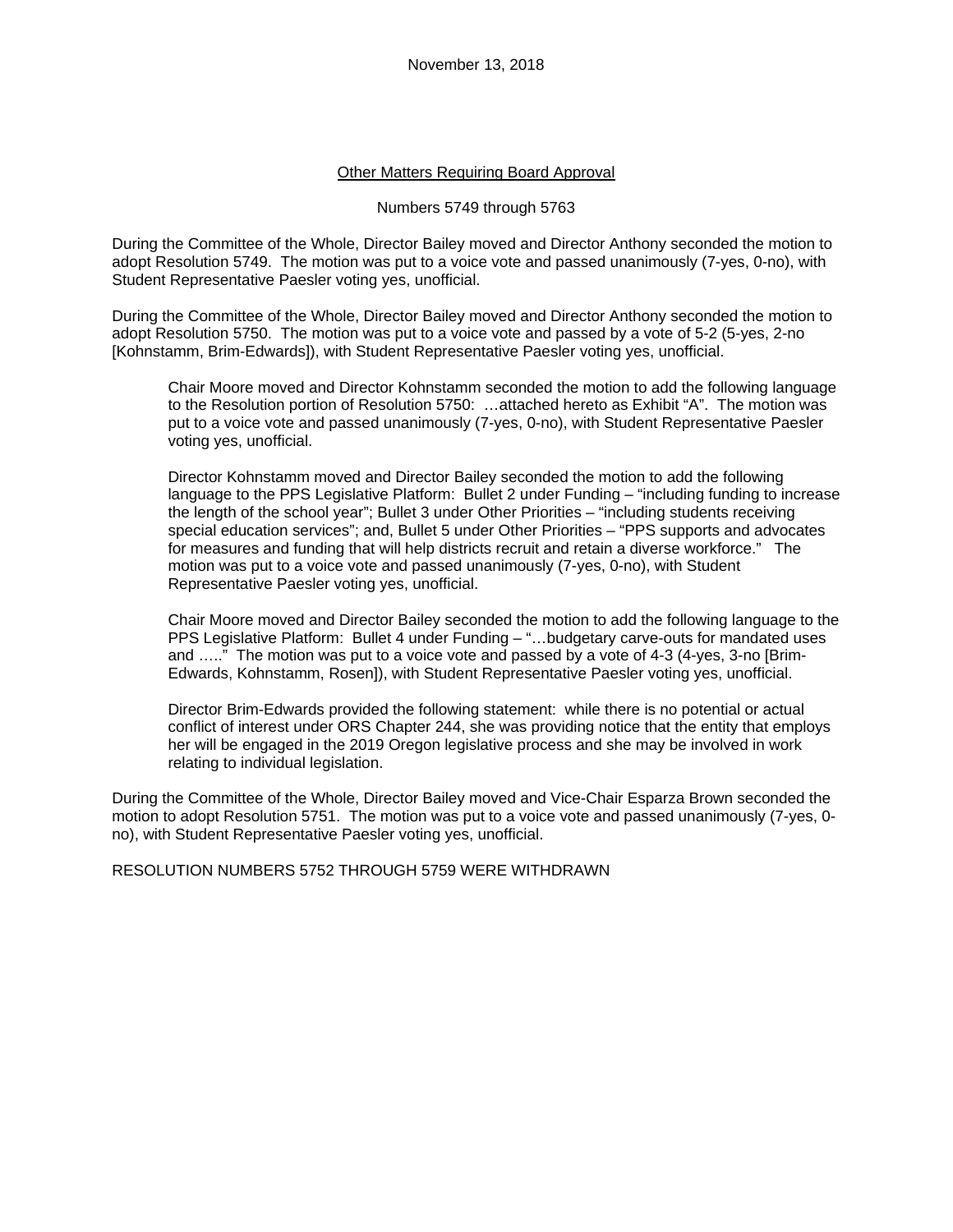November 13, 2018

<u>Other Matters Requiring Board Approval</u>

Numbers 5749 through 5763

During the Committee of the Whole, Director Bailey moved and Director Anthony seconded the motion to adopt Resolution 5749. The motion was put to a voice vote and passed unanimously (7-yes, 0-no), with Student Representative Paesler voting yes, unofficial.

During the Committee of the Whole, Director Bailey moved and Director Anthony seconded the motion to adopt Resolution 5750. The motion was put to a voice vote and passed by a vote of 5-2 (5-yes, 2-no [Kohnstamm, Brim-Edwards]), with Student Representative Paesler voting yes, unofficial.

> Chair Moore moved and Director Kohnstamm seconded the motion to add the following language to the Resolution portion of Resolution 5750: …attached hereto as Exhibit "A". The motion was put to a voice vote and passed unanimously (7-yes, 0-no), with Student Representative Paesler voting yes, unofficial.
>
> Director Kohnstamm moved and Director Bailey seconded the motion to add the following language to the PPS Legislative Platform: Bullet 2 under Funding – "including funding to increase the length of the school year"; Bullet 3 under Other Priorities – "including students receiving special education services"; and, Bullet 5 under Other Priorities – "PPS supports and advocates for measures and funding that will help districts recruit and retain a diverse workforce." The motion was put to a voice vote and passed unanimously (7-yes, 0-no), with Student Representative Paesler voting yes, unofficial.
>
> Chair Moore moved and Director Bailey seconded the motion to add the following language to the PPS Legislative Platform: Bullet 4 under Funding – "…budgetary carve-outs for mandated uses and ….." The motion was put to a voice vote and passed by a vote of 4-3 (4-yes, 3-no [Brim-Edwards, Kohnstamm, Rosen]), with Student Representative Paesler voting yes, unofficial.
>
> Director Brim-Edwards provided the following statement: while there is no potential or actual conflict of interest under ORS Chapter 244, she was providing notice that the entity that employs her will be engaged in the 2019 Oregon legislative process and she may be involved in work relating to individual legislation.

During the Committee of the Whole, Director Bailey moved and Vice-Chair Esparza Brown seconded the motion to adopt Resolution 5751. The motion was put to a voice vote and passed unanimously (7-yes, 0-no), with Student Representative Paesler voting yes, unofficial.

RESOLUTION NUMBERS 5752 THROUGH 5759 WERE WITHDRAWN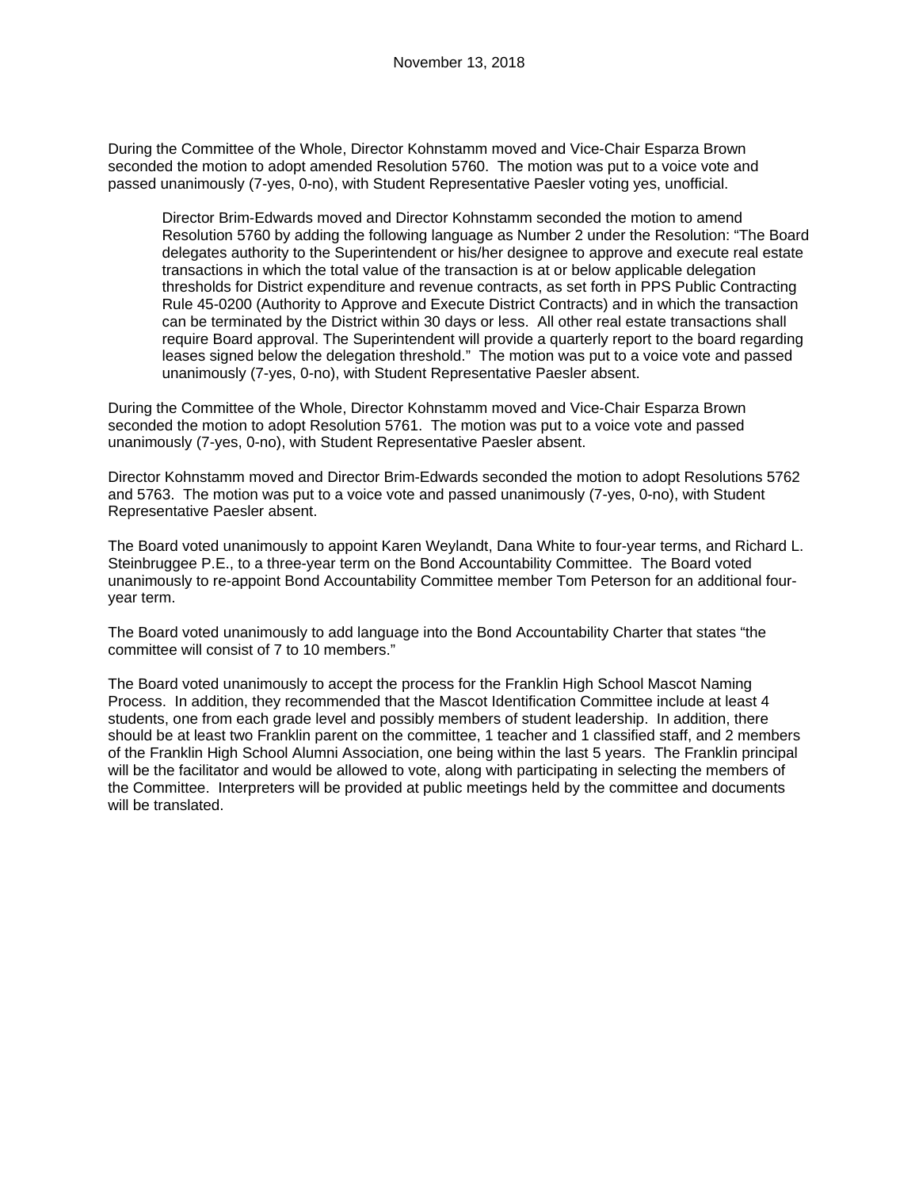During the Committee of the Whole, Director Kohnstamm moved and Vice-Chair Esparza Brown seconded the motion to adopt amended Resolution 5760. The motion was put to a voice vote and passed unanimously (7-yes, 0-no), with Student Representative Paesler voting yes, unofficial.

> Director Brim-Edwards moved and Director Kohnstamm seconded the motion to amend Resolution 5760 by adding the following language as Number 2 under the Resolution: "The Board delegates authority to the Superintendent or his/her designee to approve and execute real estate transactions in which the total value of the transaction is at or below applicable delegation thresholds for District expenditure and revenue contracts, as set forth in PPS Public Contracting Rule 45-0200 (Authority to Approve and Execute District Contracts) and in which the transaction can be terminated by the District within 30 days or less. All other real estate transactions shall require Board approval. The Superintendent will provide a quarterly report to the board regarding leases signed below the delegation threshold." The motion was put to a voice vote and passed unanimously (7-yes, 0-no), with Student Representative Paesler absent.

During the Committee of the Whole, Director Kohnstamm moved and Vice-Chair Esparza Brown seconded the motion to adopt Resolution 5761. The motion was put to a voice vote and passed unanimously (7-yes, 0-no), with Student Representative Paesler absent.

Director Kohnstamm moved and Director Brim-Edwards seconded the motion to adopt Resolutions 5762 and 5763. The motion was put to a voice vote and passed unanimously (7-yes, 0-no), with Student Representative Paesler absent.

The Board voted unanimously to appoint Karen Weylandt, Dana White to four-year terms, and Richard L. Steinbruggee P.E., to a three-year term on the Bond Accountability Committee. The Board voted unanimously to re-appoint Bond Accountability Committee member Tom Peterson for an additional four-year term.

The Board voted unanimously to add language into the Bond Accountability Charter that states "the committee will consist of 7 to 10 members."

The Board voted unanimously to accept the process for the Franklin High School Mascot Naming Process. In addition, they recommended that the Mascot Identification Committee include at least 4 students, one from each grade level and possibly members of student leadership. In addition, there should be at least two Franklin parent on the committee, 1 teacher and 1 classified staff, and 2 members of the Franklin High School Alumni Association, one being within the last 5 years. The Franklin principal will be the facilitator and would be allowed to vote, along with participating in selecting the members of the Committee. Interpreters will be provided at public meetings held by the committee and documents will be translated.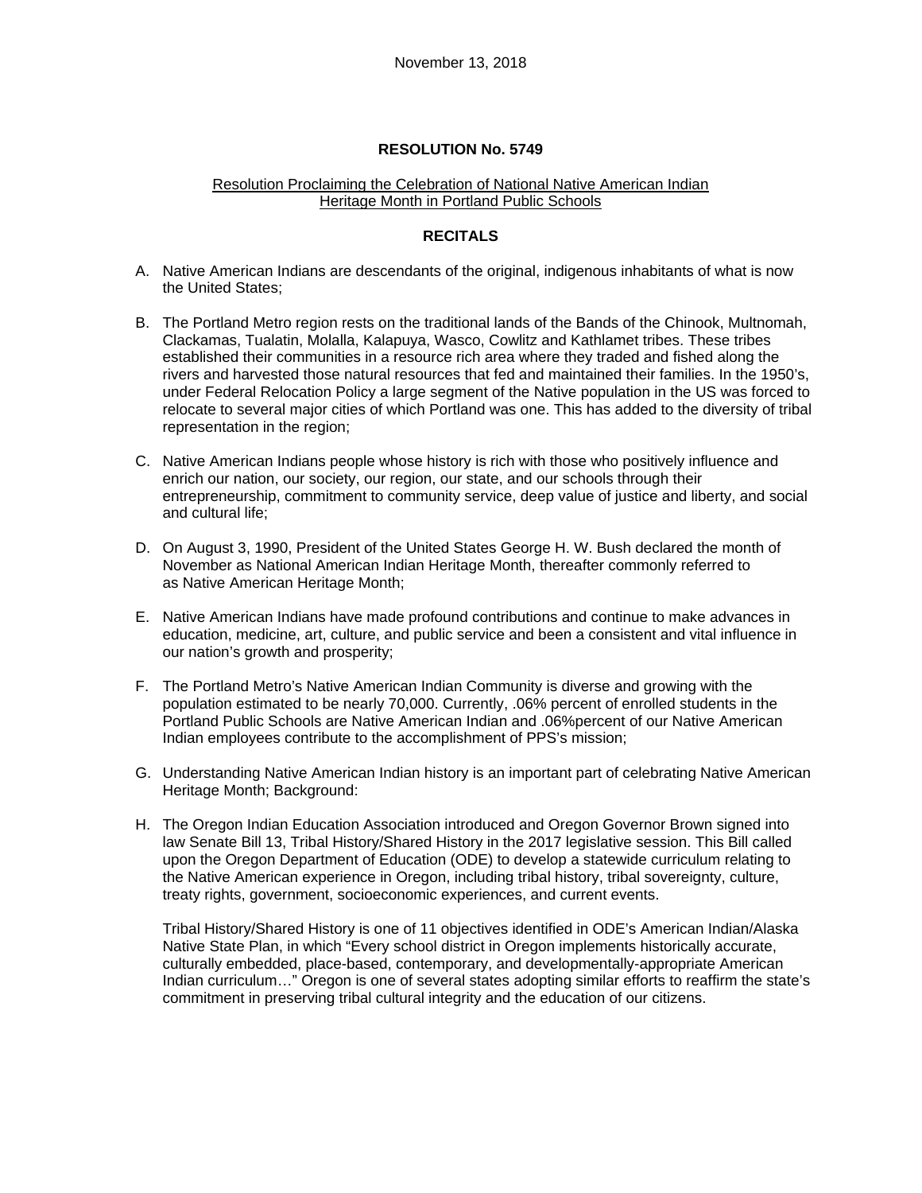November 13, 2018

**RESOLUTION No. 5749**

Resolution Proclaiming the Celebration of National Native American Indian Heritage Month in Portland Public Schools

**RECITALS**

A. Native American Indians are descendants of the original, indigenous inhabitants of what is now the United States;

B. The Portland Metro region rests on the traditional lands of the Bands of the Chinook, Multnomah, Clackamas, Tualatin, Molalla, Kalapuya, Wasco, Cowlitz and Kathlamet tribes. These tribes established their communities in a resource rich area where they traded and fished along the rivers and harvested those natural resources that fed and maintained their families. In the 1950's, under Federal Relocation Policy a large segment of the Native population in the US was forced to relocate to several major cities of which Portland was one. This has added to the diversity of tribal representation in the region;

C. Native American Indians people whose history is rich with those who positively influence and enrich our nation, our society, our region, our state, and our schools through their entrepreneurship, commitment to community service, deep value of justice and liberty, and social and cultural life;

D. On August 3, 1990, President of the United States George H. W. Bush declared the month of November as National American Indian Heritage Month, thereafter commonly referred to as Native American Heritage Month;

E. Native American Indians have made profound contributions and continue to make advances in education, medicine, art, culture, and public service and been a consistent and vital influence in our nation's growth and prosperity;

F. The Portland Metro's Native American Indian Community is diverse and growing with the population estimated to be nearly 70,000. Currently, .06% percent of enrolled students in the Portland Public Schools are Native American Indian and .06%percent of our Native American Indian employees contribute to the accomplishment of PPS's mission;

G. Understanding Native American Indian history is an important part of celebrating Native American Heritage Month; Background:

H. The Oregon Indian Education Association introduced and Oregon Governor Brown signed into law Senate Bill 13, Tribal History/Shared History in the 2017 legislative session. This Bill called upon the Oregon Department of Education (ODE) to develop a statewide curriculum relating to the Native American experience in Oregon, including tribal history, tribal sovereignty, culture, treaty rights, government, socioeconomic experiences, and current events.

   Tribal History/Shared History is one of 11 objectives identified in ODE's American Indian/Alaska Native State Plan, in which "Every school district in Oregon implements historically accurate, culturally embedded, place-based, contemporary, and developmentally-appropriate American Indian curriculum…" Oregon is one of several states adopting similar efforts to reaffirm the state's commitment in preserving tribal cultural integrity and the education of our citizens.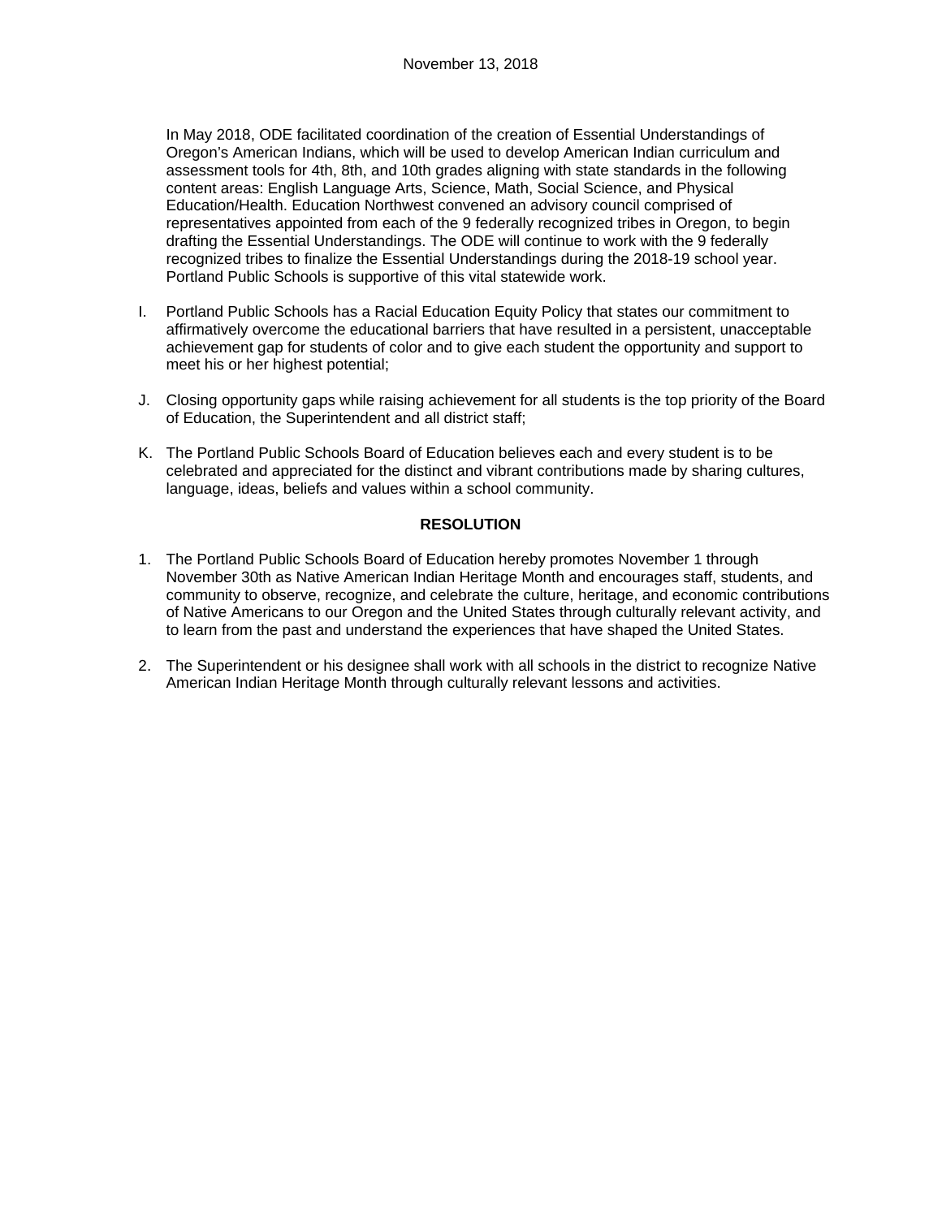November 13, 2018

In May 2018, ODE facilitated coordination of the creation of Essential Understandings of Oregon's American Indians, which will be used to develop American Indian curriculum and assessment tools for 4th, 8th, and 10th grades aligning with state standards in the following content areas: English Language Arts, Science, Math, Social Science, and Physical Education/Health. Education Northwest convened an advisory council comprised of representatives appointed from each of the 9 federally recognized tribes in Oregon, to begin drafting the Essential Understandings. The ODE will continue to work with the 9 federally recognized tribes to finalize the Essential Understandings during the 2018-19 school year. Portland Public Schools is supportive of this vital statewide work.

I. Portland Public Schools has a Racial Education Equity Policy that states our commitment to affirmatively overcome the educational barriers that have resulted in a persistent, unacceptable achievement gap for students of color and to give each student the opportunity and support to meet his or her highest potential;

J. Closing opportunity gaps while raising achievement for all students is the top priority of the Board of Education, the Superintendent and all district staff;

K. The Portland Public Schools Board of Education believes each and every student is to be celebrated and appreciated for the distinct and vibrant contributions made by sharing cultures, language, ideas, beliefs and values within a school community.

**RESOLUTION**

1. The Portland Public Schools Board of Education hereby promotes November 1 through November 30th as Native American Indian Heritage Month and encourages staff, students, and community to observe, recognize, and celebrate the culture, heritage, and economic contributions of Native Americans to our Oregon and the United States through culturally relevant activity, and to learn from the past and understand the experiences that have shaped the United States.

2. The Superintendent or his designee shall work with all schools in the district to recognize Native American Indian Heritage Month through culturally relevant lessons and activities.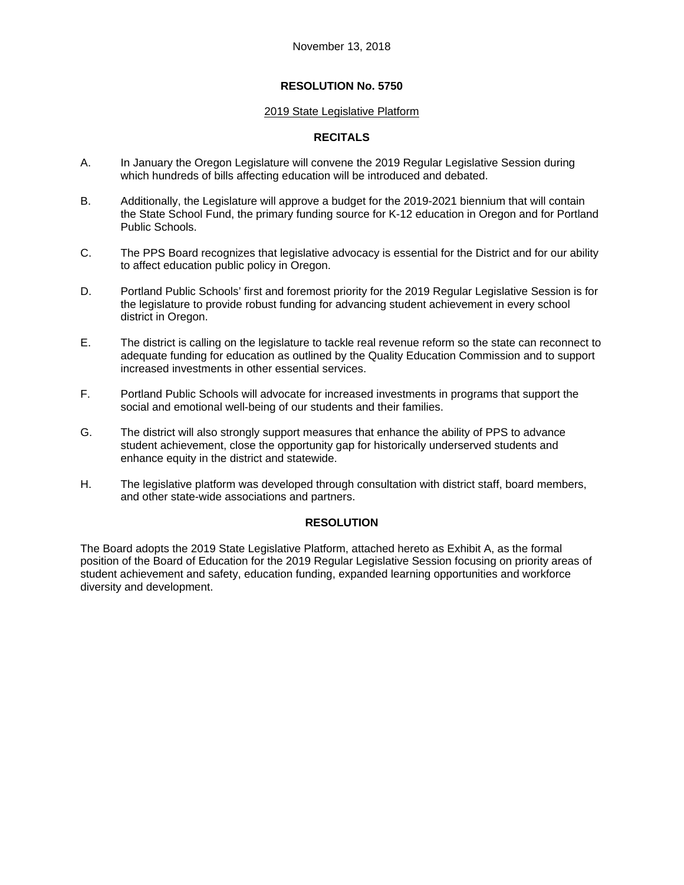November 13, 2018

**RESOLUTION No. 5750**

2019 State Legislative Platform

**RECITALS**

A. In January the Oregon Legislature will convene the 2019 Regular Legislative Session during which hundreds of bills affecting education will be introduced and debated.

B. Additionally, the Legislature will approve a budget for the 2019-2021 biennium that will contain the State School Fund, the primary funding source for K-12 education in Oregon and for Portland Public Schools.

C. The PPS Board recognizes that legislative advocacy is essential for the District and for our ability to affect education public policy in Oregon.

D. Portland Public Schools' first and foremost priority for the 2019 Regular Legislative Session is for the legislature to provide robust funding for advancing student achievement in every school district in Oregon.

E. The district is calling on the legislature to tackle real revenue reform so the state can reconnect to adequate funding for education as outlined by the Quality Education Commission and to support increased investments in other essential services.

F. Portland Public Schools will advocate for increased investments in programs that support the social and emotional well-being of our students and their families.

G. The district will also strongly support measures that enhance the ability of PPS to advance student achievement, close the opportunity gap for historically underserved students and enhance equity in the district and statewide.

H. The legislative platform was developed through consultation with district staff, board members, and other state-wide associations and partners.

**RESOLUTION**

The Board adopts the 2019 State Legislative Platform, attached hereto as Exhibit A, as the formal position of the Board of Education for the 2019 Regular Legislative Session focusing on priority areas of student achievement and safety, education funding, expanded learning opportunities and workforce diversity and development.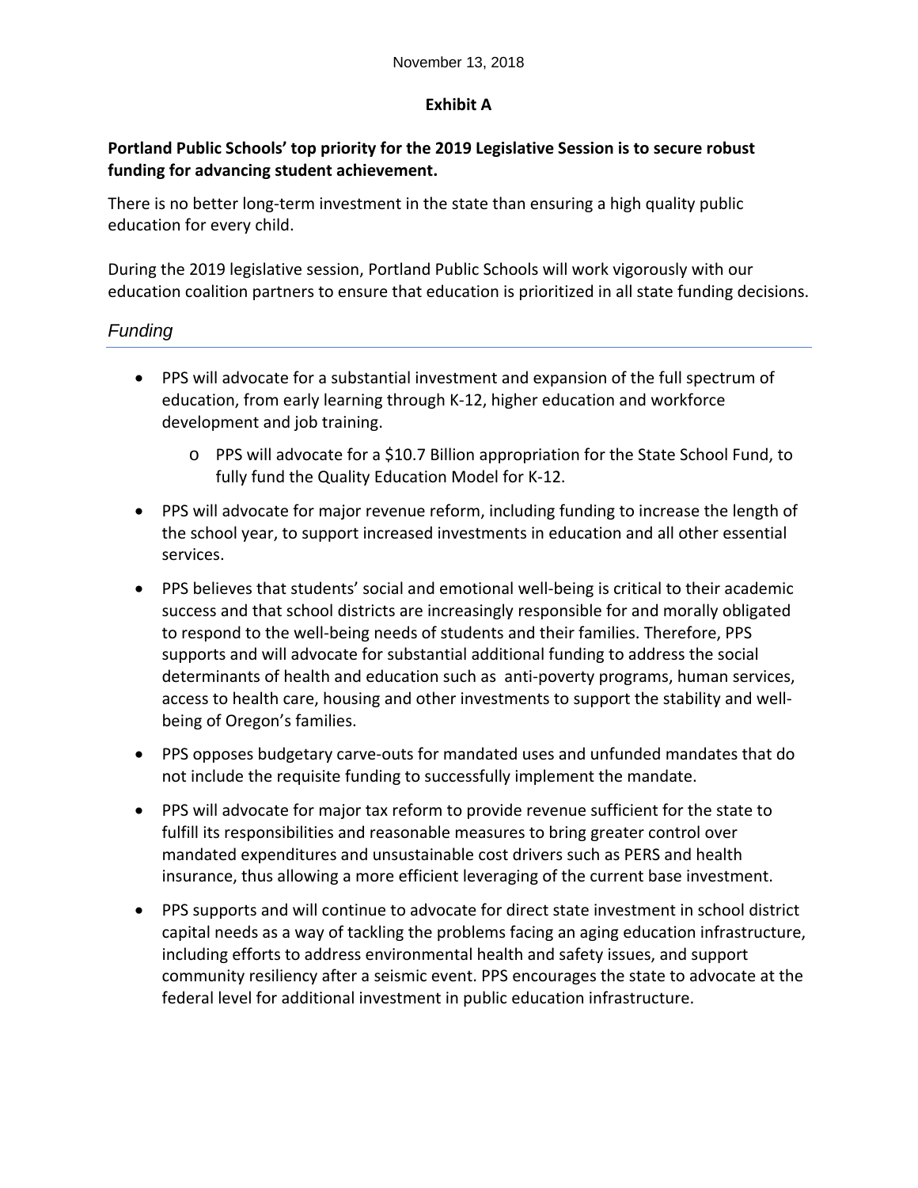November 13, 2018

**Exhibit A**

**Portland Public Schools' top priority for the 2019 Legislative Session is to secure robust funding for advancing student achievement.**

There is no better long-term investment in the state than ensuring a high quality public education for every child.

During the 2019 legislative session, Portland Public Schools will work vigorously with our education coalition partners to ensure that education is prioritized in all state funding decisions.

## *Funding*

- PPS will advocate for a substantial investment and expansion of the full spectrum of education, from early learning through K-12, higher education and workforce development and job training.
    - PPS will advocate for a $10.7 Billion appropriation for the State School Fund, to fully fund the Quality Education Model for K-12.
- PPS will advocate for major revenue reform, including funding to increase the length of the school year, to support increased investments in education and all other essential services.
- PPS believes that students' social and emotional well-being is critical to their academic success and that school districts are increasingly responsible for and morally obligated to respond to the well-being needs of students and their families. Therefore, PPS supports and will advocate for substantial additional funding to address the social determinants of health and education such as anti-poverty programs, human services, access to health care, housing and other investments to support the stability and well-being of Oregon's families.
- PPS opposes budgetary carve-outs for mandated uses and unfunded mandates that do not include the requisite funding to successfully implement the mandate.
- PPS will advocate for major tax reform to provide revenue sufficient for the state to fulfill its responsibilities and reasonable measures to bring greater control over mandated expenditures and unsustainable cost drivers such as PERS and health insurance, thus allowing a more efficient leveraging of the current base investment.
- PPS supports and will continue to advocate for direct state investment in school district capital needs as a way of tackling the problems facing an aging education infrastructure, including efforts to address environmental health and safety issues, and support community resiliency after a seismic event. PPS encourages the state to advocate at the federal level for additional investment in public education infrastructure.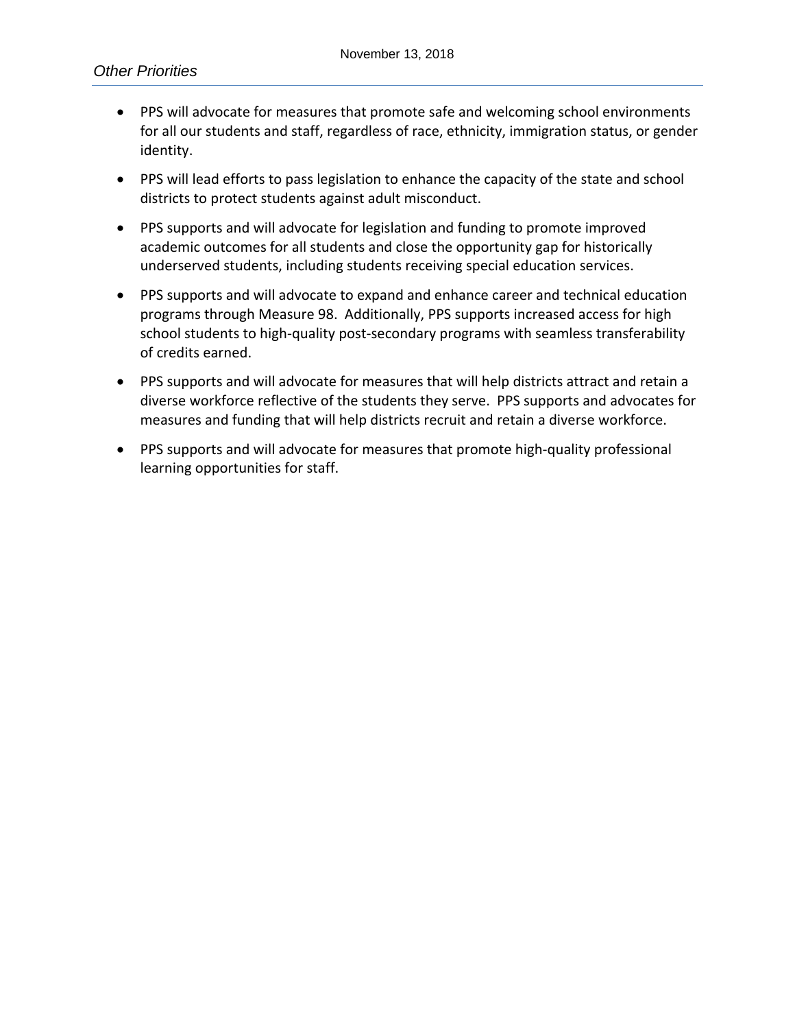## *Other Priorities*

- PPS will advocate for measures that promote safe and welcoming school environments for all our students and staff, regardless of race, ethnicity, immigration status, or gender identity.
- PPS will lead efforts to pass legislation to enhance the capacity of the state and school districts to protect students against adult misconduct.
- PPS supports and will advocate for legislation and funding to promote improved academic outcomes for all students and close the opportunity gap for historically underserved students, including students receiving special education services.
- PPS supports and will advocate to expand and enhance career and technical education programs through Measure 98. Additionally, PPS supports increased access for high school students to high-quality post-secondary programs with seamless transferability of credits earned.
- PPS supports and will advocate for measures that will help districts attract and retain a diverse workforce reflective of the students they serve. PPS supports and advocates for measures and funding that will help districts recruit and retain a diverse workforce.
- PPS supports and will advocate for measures that promote high-quality professional learning opportunities for staff.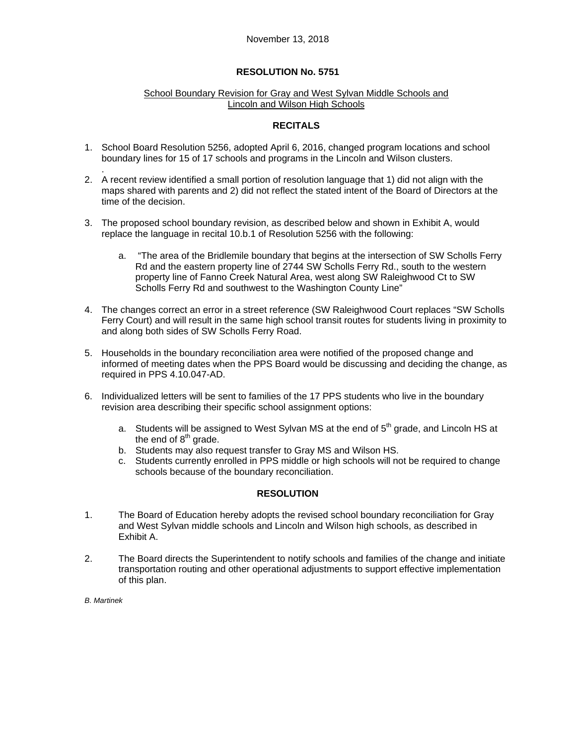November 13, 2018

# RESOLUTION No. 5751

## School Boundary Revision for Gray and West Sylvan Middle Schools and Lincoln and Wilson High Schools

## RECITALS

1. School Board Resolution 5256, adopted April 6, 2016, changed program locations and school boundary lines for 15 of 17 schools and programs in the Lincoln and Wilson clusters.
2. A recent review identified a small portion of resolution language that 1) did not align with the maps shared with parents and 2) did not reflect the stated intent of the Board of Directors at the time of the decision.
3. The proposed school boundary revision, as described below and shown in Exhibit A, would replace the language in recital 10.b.1 of Resolution 5256 with the following:
   a. "The area of the Bridlemile boundary that begins at the intersection of SW Scholls Ferry Rd and the eastern property line of 2744 SW Scholls Ferry Rd., south to the western property line of Fanno Creek Natural Area, west along SW Raleighwood Ct to SW Scholls Ferry Rd and southwest to the Washington County Line"
4. The changes correct an error in a street reference (SW Raleighwood Court replaces "SW Scholls Ferry Court) and will result in the same high school transit routes for students living in proximity to and along both sides of SW Scholls Ferry Road.
5. Households in the boundary reconciliation area were notified of the proposed change and informed of meeting dates when the PPS Board would be discussing and deciding the change, as required in PPS 4.10.047-AD.
6. Individualized letters will be sent to families of the 17 PPS students who live in the boundary revision area describing their specific school assignment options:
   a. Students will be assigned to West Sylvan MS at the end of 5th grade, and Lincoln HS at the end of 8th grade.
   b. Students may also request transfer to Gray MS and Wilson HS.
   c. Students currently enrolled in PPS middle or high schools will not be required to change schools because of the boundary reconciliation.

## RESOLUTION

1. The Board of Education hereby adopts the revised school boundary reconciliation for Gray and West Sylvan middle schools and Lincoln and Wilson high schools, as described in Exhibit A.
2. The Board directs the Superintendent to notify schools and families of the change and initiate transportation routing and other operational adjustments to support effective implementation of this plan.

*B. Martinek*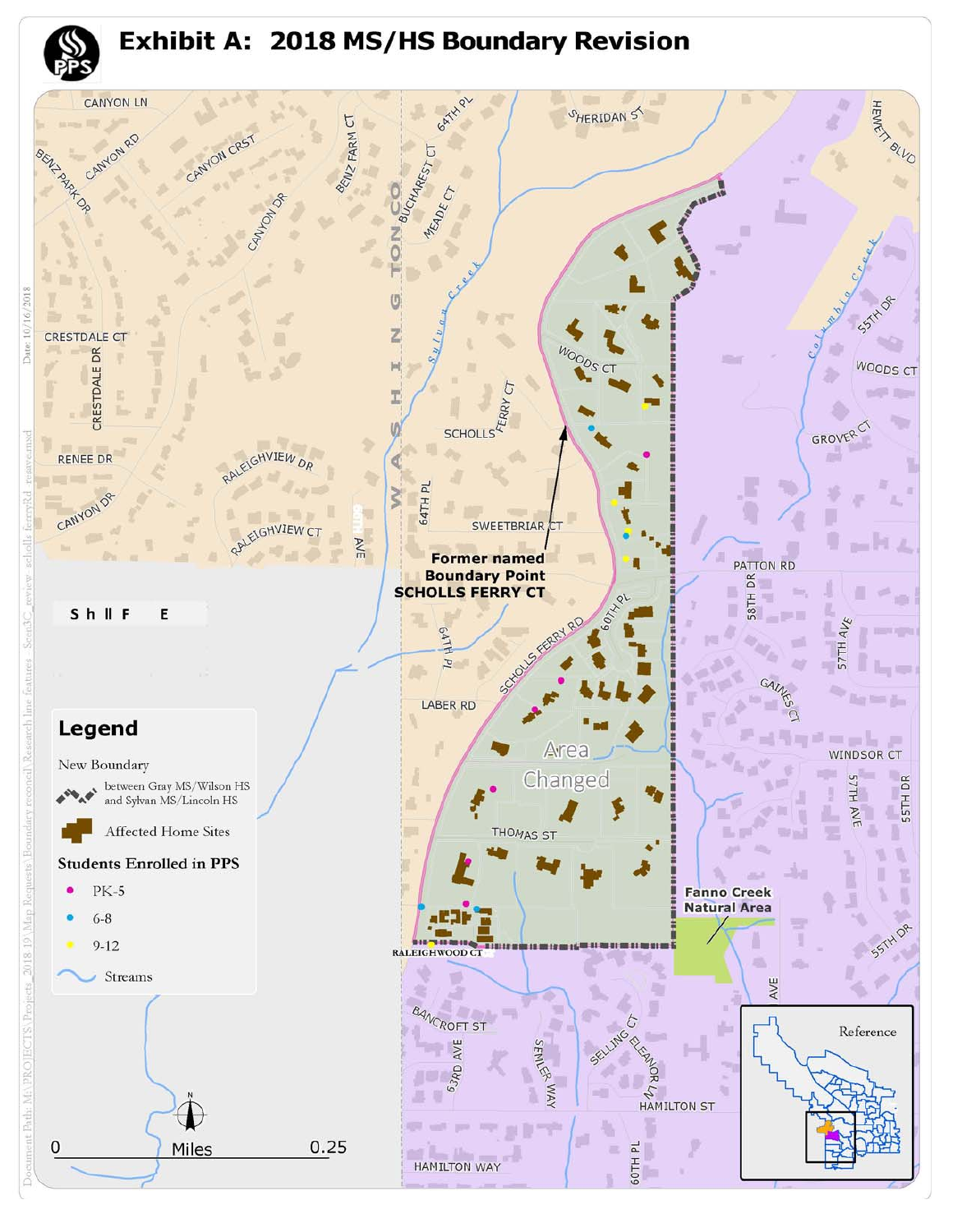# Exhibit A: 2018 MS/HS Boundary Revision

**Former named Boundary Point SCHOLLS FERRY CT**

Area Changed

Fanno Creek Natural Area

## Legend

New Boundary

between Gray MS/Wilson HS and Sylvan MS/Lincoln HS

Affected Home Sites

**Students Enrolled in PPS**

- PK-5
- 6-8
- 9-12

Streams

0 Miles 0.25

Reference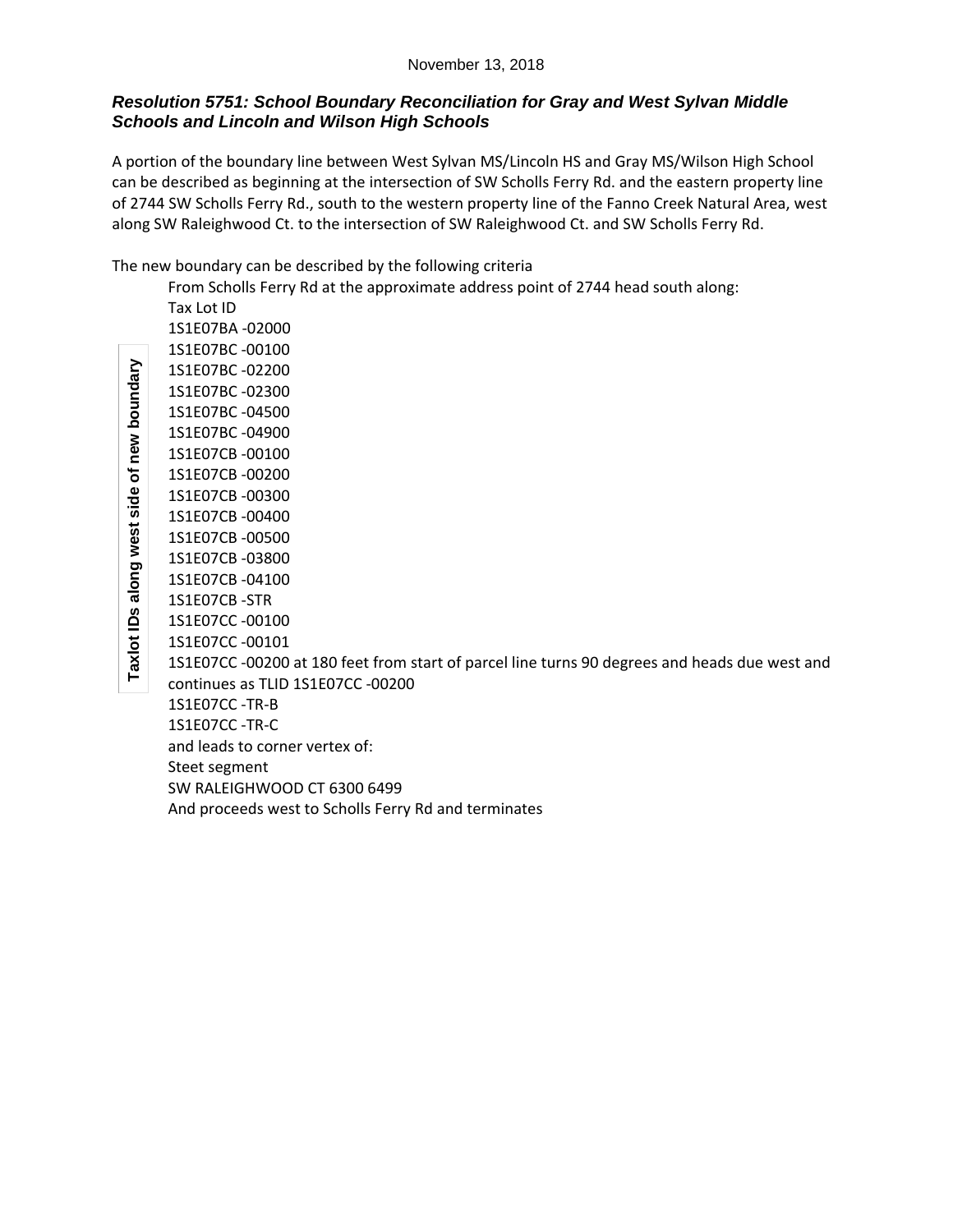November 13, 2018

### *Resolution 5751: School Boundary Reconciliation for Gray and West Sylvan Middle Schools and Lincoln and Wilson High Schools*

A portion of the boundary line between West Sylvan MS/Lincoln HS and Gray MS/Wilson High School can be described as beginning at the intersection of SW Scholls Ferry Rd. and the eastern property line of 2744 SW Scholls Ferry Rd., south to the western property line of the Fanno Creek Natural Area, west along SW Raleighwood Ct. to the intersection of SW Raleighwood Ct. and SW Scholls Ferry Rd.

The new boundary can be described by the following criteria

From Scholls Ferry Rd at the approximate address point of 2744 head south along:

**Taxlot IDs along west side of new boundary**

Tax Lot ID
1S1E07BA -02000
1S1E07BC -00100
1S1E07BC -02200
1S1E07BC -02300
1S1E07BC -04500
1S1E07BC -04900
1S1E07CB -00100
1S1E07CB -00200
1S1E07CB -00300
1S1E07CB -00400
1S1E07CB -00500
1S1E07CB -03800
1S1E07CB -04100
1S1E07CB -STR
1S1E07CC -00100
1S1E07CC -00101
1S1E07CC -00200 at 180 feet from start of parcel line turns 90 degrees and heads due west and continues as TLID 1S1E07CC -00200
1S1E07CC -TR-B
1S1E07CC -TR-C
and leads to corner vertex of:
Steet segment
SW RALEIGHWOOD CT 6300 6499
And proceeds west to Scholls Ferry Rd and terminates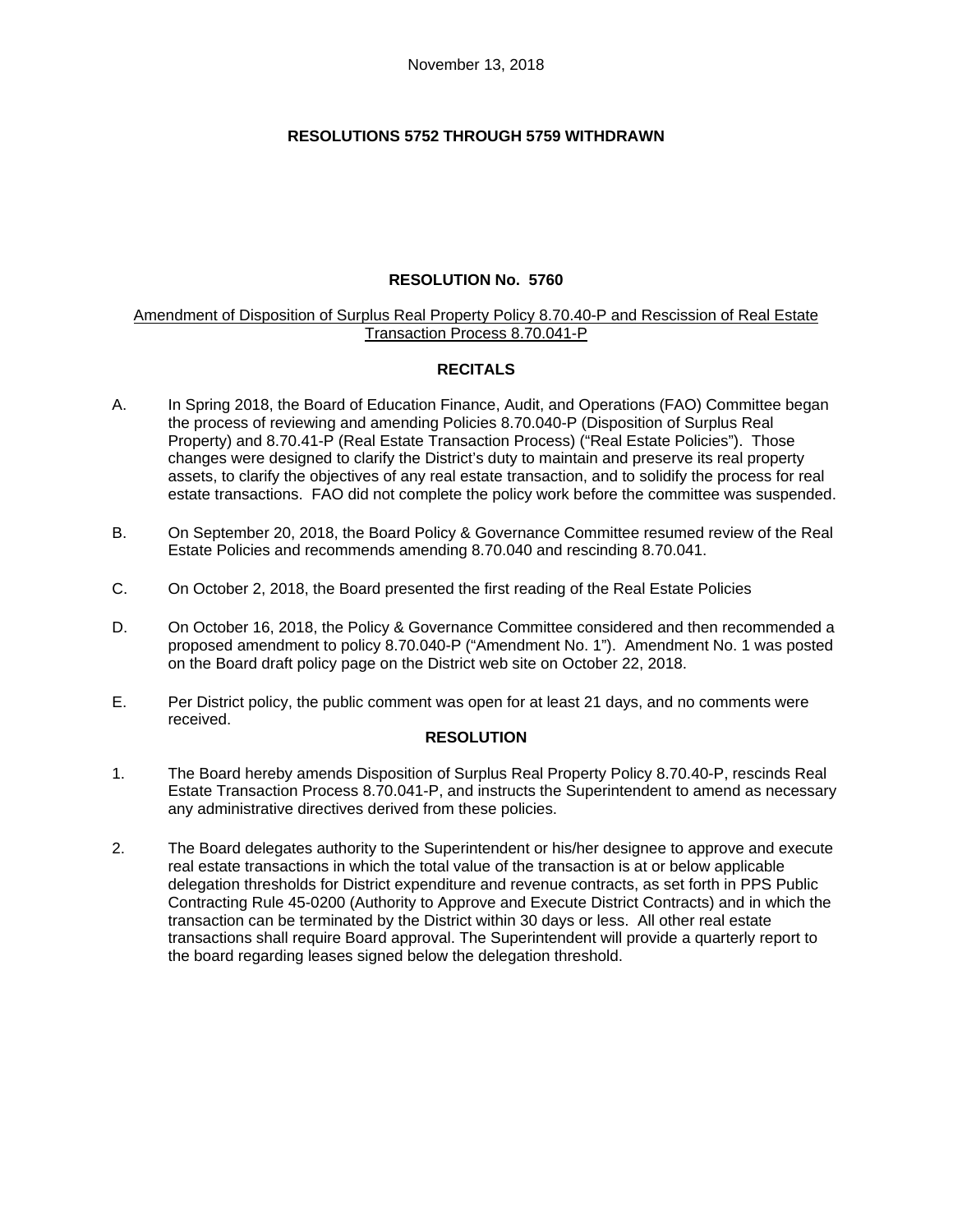November 13, 2018

**RESOLUTIONS 5752 THROUGH 5759 WITHDRAWN**

**RESOLUTION No. 5760**

Amendment of Disposition of Surplus Real Property Policy 8.70.40-P and Rescission of Real Estate Transaction Process 8.70.041-P

**RECITALS**

A. In Spring 2018, the Board of Education Finance, Audit, and Operations (FAO) Committee began the process of reviewing and amending Policies 8.70.040-P (Disposition of Surplus Real Property) and 8.70.41-P (Real Estate Transaction Process) ("Real Estate Policies"). Those changes were designed to clarify the District's duty to maintain and preserve its real property assets, to clarify the objectives of any real estate transaction, and to solidify the process for real estate transactions. FAO did not complete the policy work before the committee was suspended.

B. On September 20, 2018, the Board Policy & Governance Committee resumed review of the Real Estate Policies and recommends amending 8.70.040 and rescinding 8.70.041.

C. On October 2, 2018, the Board presented the first reading of the Real Estate Policies

D. On October 16, 2018, the Policy & Governance Committee considered and then recommended a proposed amendment to policy 8.70.040-P ("Amendment No. 1"). Amendment No. 1 was posted on the Board draft policy page on the District web site on October 22, 2018.

E. Per District policy, the public comment was open for at least 21 days, and no comments were received.

**RESOLUTION**

1. The Board hereby amends Disposition of Surplus Real Property Policy 8.70.40-P, rescinds Real Estate Transaction Process 8.70.041-P, and instructs the Superintendent to amend as necessary any administrative directives derived from these policies.

2. The Board delegates authority to the Superintendent or his/her designee to approve and execute real estate transactions in which the total value of the transaction is at or below applicable delegation thresholds for District expenditure and revenue contracts, as set forth in PPS Public Contracting Rule 45-0200 (Authority to Approve and Execute District Contracts) and in which the transaction can be terminated by the District within 30 days or less. All other real estate transactions shall require Board approval. The Superintendent will provide a quarterly report to the board regarding leases signed below the delegation threshold.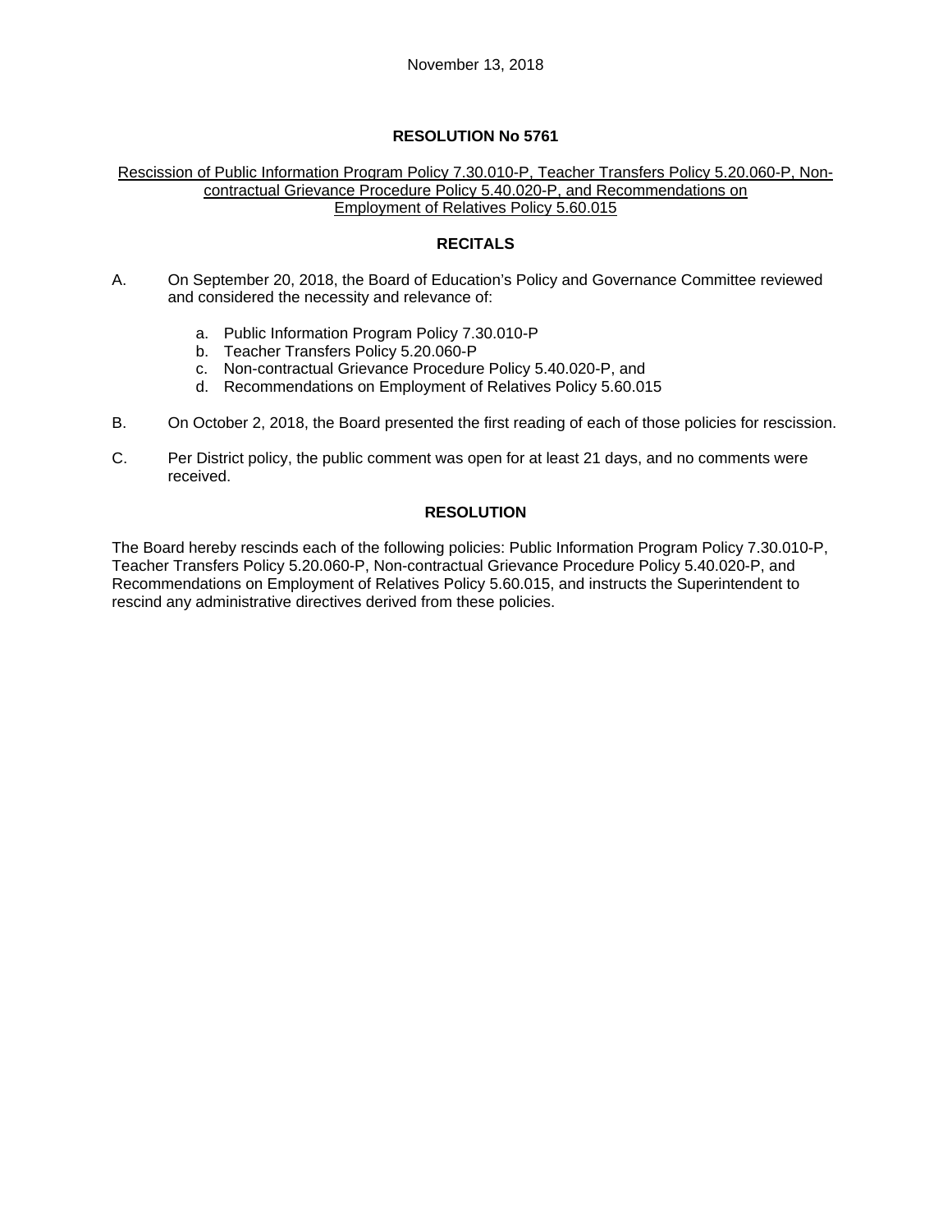November 13, 2018

## RESOLUTION No 5761

Rescission of Public Information Program Policy 7.30.010-P, Teacher Transfers Policy 5.20.060-P, Non-contractual Grievance Procedure Policy 5.40.020-P, and Recommendations on Employment of Relatives Policy 5.60.015

### RECITALS

A. On September 20, 2018, the Board of Education's Policy and Governance Committee reviewed and considered the necessity and relevance of:

   a. Public Information Program Policy 7.30.010-P
   b. Teacher Transfers Policy 5.20.060-P
   c. Non-contractual Grievance Procedure Policy 5.40.020-P, and
   d. Recommendations on Employment of Relatives Policy 5.60.015

B. On October 2, 2018, the Board presented the first reading of each of those policies for rescission.

C. Per District policy, the public comment was open for at least 21 days, and no comments were received.

### RESOLUTION

The Board hereby rescinds each of the following policies: Public Information Program Policy 7.30.010-P, Teacher Transfers Policy 5.20.060-P, Non-contractual Grievance Procedure Policy 5.40.020-P, and Recommendations on Employment of Relatives Policy 5.60.015, and instructs the Superintendent to rescind any administrative directives derived from these policies.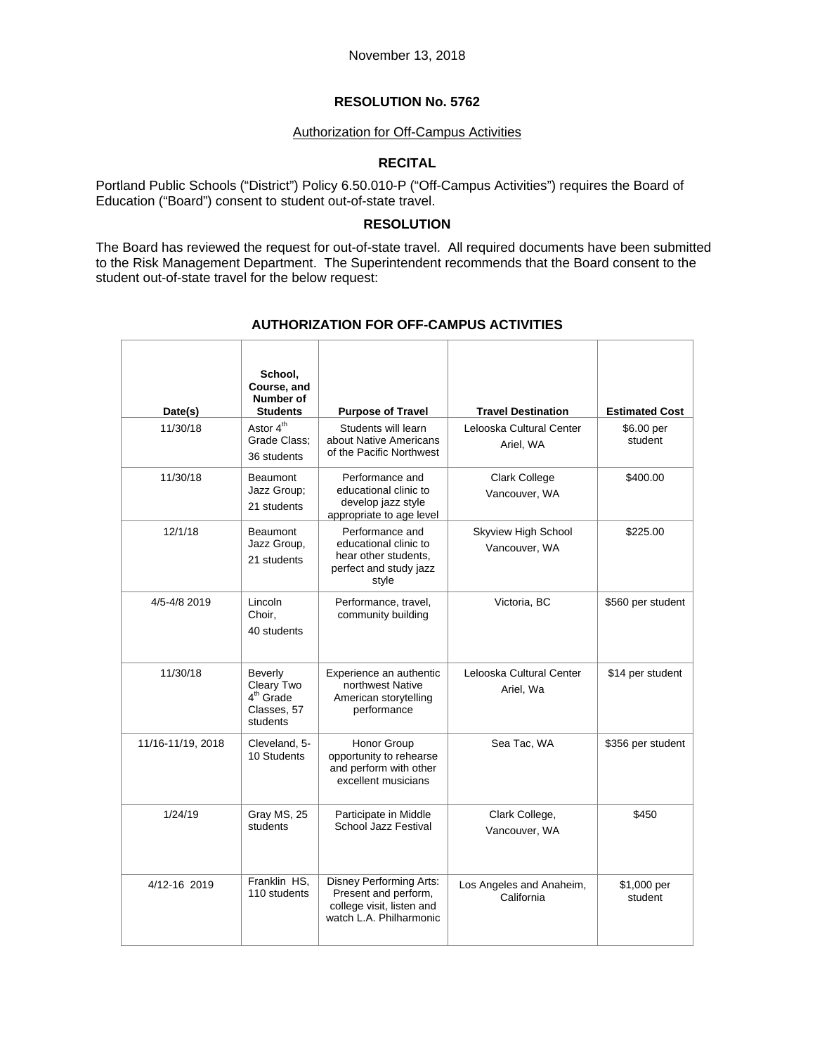November 13, 2018

# RESOLUTION No. 5762

Authorization for Off-Campus Activities

## RECITAL

Portland Public Schools ("District") Policy 6.50.010-P ("Off-Campus Activities") requires the Board of Education ("Board") consent to student out-of-state travel.

## RESOLUTION

The Board has reviewed the request for out-of-state travel. All required documents have been submitted to the Risk Management Department. The Superintendent recommends that the Board consent to the student out-of-state travel for the below request:

### AUTHORIZATION FOR OFF-CAMPUS ACTIVITIES

| Date(s) | School, Course, and Number of Students | Purpose of Travel | Travel Destination | Estimated Cost |
|---|---|---|---|---|
| 11/30/18 | Astor 4th Grade Class; 36 students | Students will learn about Native Americans of the Pacific Northwest | Lelooska Cultural Center Ariel, WA | $6.00 per student |
| 11/30/18 | Beaumont Jazz Group; 21 students | Performance and educational clinic to develop jazz style appropriate to age level | Clark College Vancouver, WA | $400.00 |
| 12/1/18 | Beaumont Jazz Group, 21 students | Performance and educational clinic to hear other students, perfect and study jazz style | Skyview High School Vancouver, WA | $225.00 |
| 4/5-4/8 2019 | Lincoln Choir, 40 students | Performance, travel, community building | Victoria, BC | $560 per student |
| 11/30/18 | Beverly Cleary Two 4th Grade Classes, 57 students | Experience an authentic northwest Native American storytelling performance | Lelooska Cultural Center Ariel, Wa | $14 per student |
| 11/16-11/19, 2018 | Cleveland, 5-10 Students | Honor Group opportunity to rehearse and perform with other excellent musicians | Sea Tac, WA | $356 per student |
| 1/24/19 | Gray MS, 25 students | Participate in Middle School Jazz Festival | Clark College, Vancouver, WA | $450 |
| 4/12-16 2019 | Franklin HS, 110 students | Disney Performing Arts: Present and perform, college visit, listen and watch L.A. Philharmonic | Los Angeles and Anaheim, California | $1,000 per student |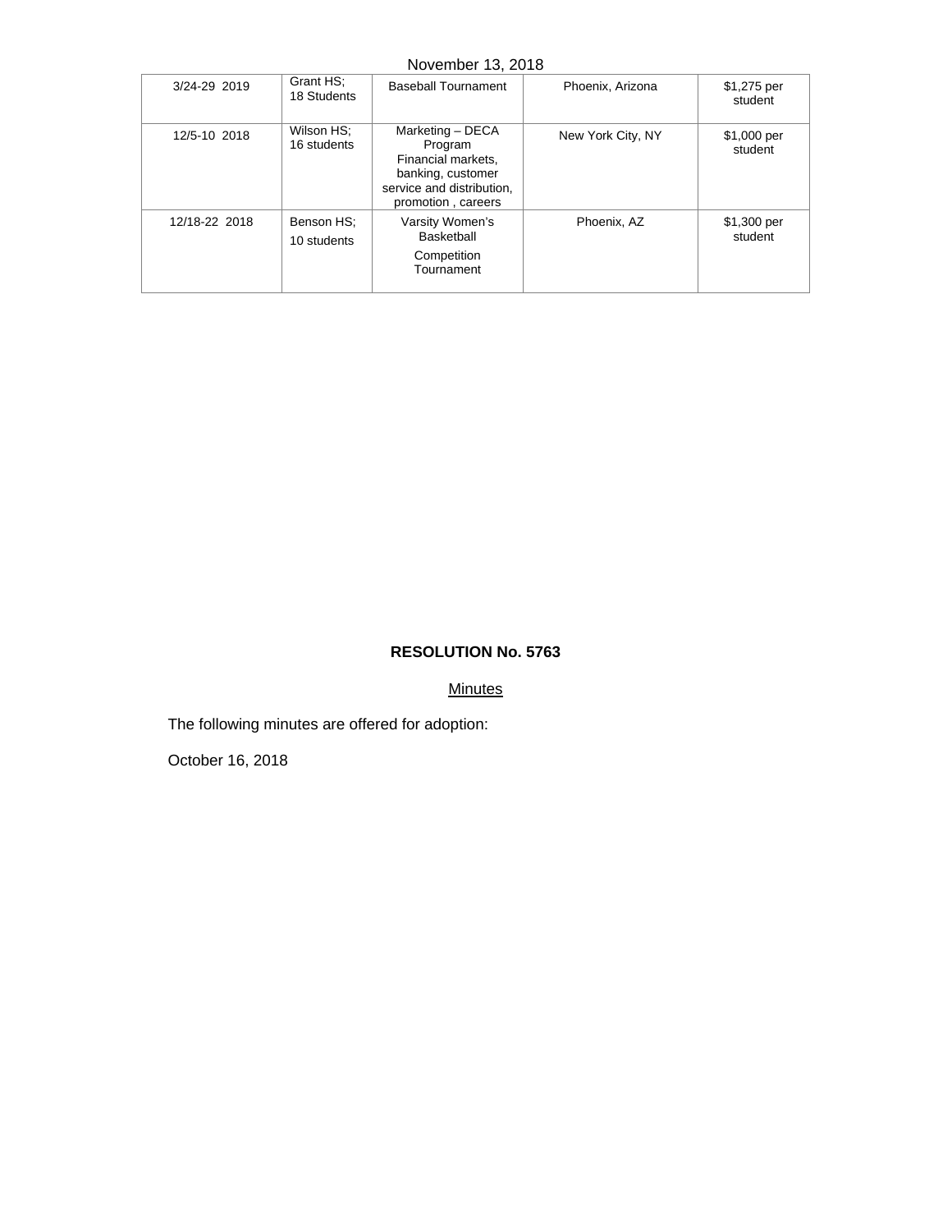| | | | | |
|---|---|---|---|---|
| 3/24-29 2019 | Grant HS; 18 Students | Baseball Tournament | Phoenix, Arizona | $1,275 per student |
| 12/5-10 2018 | Wilson HS; 16 students | Marketing – DECA Program Financial markets, banking, customer service and distribution, promotion , careers | New York City, NY | $1,000 per student |
| 12/18-22 2018 | Benson HS; 10 students | Varsity Women's Basketball Competition Tournament | Phoenix, AZ | $1,300 per student |

**RESOLUTION No. 5763**

Minutes

The following minutes are offered for adoption:

October 16, 2018